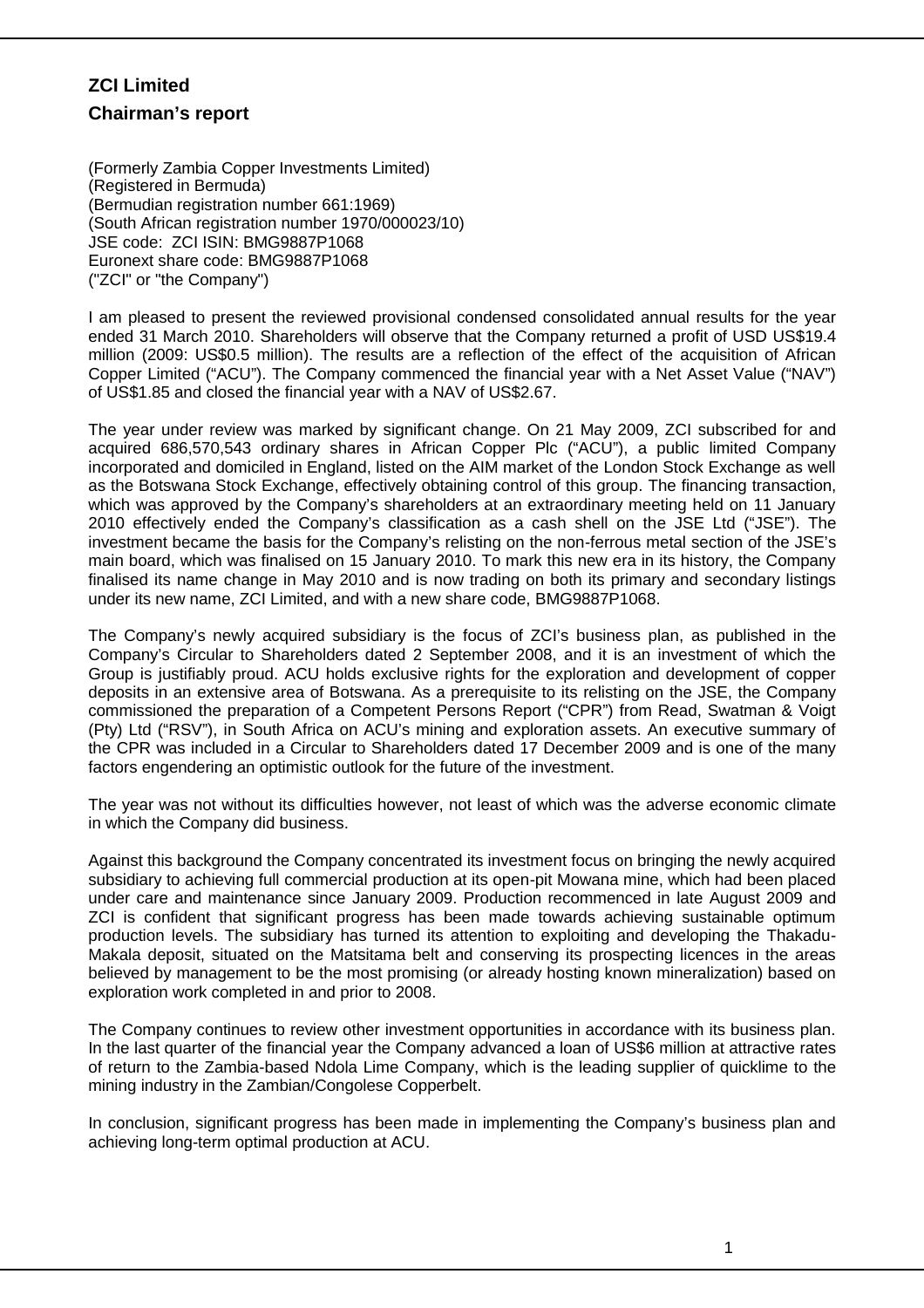# ZCI Limited

## Chairman's report

(Formerly Zambia Copper Investments Limited)
(Registered in Bermuda)
(Bermudian registration number 661:1969)
(South African registration number 1970/000023/10)
JSE code: ZCI ISIN: BMG9887P1068
Euronext share code: BMG9887P1068
("ZCI" or "the Company")

I am pleased to present the reviewed provisional condensed consolidated annual results for the year ended 31 March 2010. Shareholders will observe that the Company returned a profit of USD US$19.4 million (2009: US$0.5 million). The results are a reflection of the effect of the acquisition of African Copper Limited ("ACU"). The Company commenced the financial year with a Net Asset Value ("NAV") of US$1.85 and closed the financial year with a NAV of US$2.67.

The year under review was marked by significant change. On 21 May 2009, ZCI subscribed for and acquired 686,570,543 ordinary shares in African Copper Plc ("ACU"), a public limited Company incorporated and domiciled in England, listed on the AIM market of the London Stock Exchange as well as the Botswana Stock Exchange, effectively obtaining control of this group. The financing transaction, which was approved by the Company's shareholders at an extraordinary meeting held on 11 January 2010 effectively ended the Company's classification as a cash shell on the JSE Ltd ("JSE"). The investment became the basis for the Company's relisting on the non-ferrous metal section of the JSE's main board, which was finalised on 15 January 2010. To mark this new era in its history, the Company finalised its name change in May 2010 and is now trading on both its primary and secondary listings under its new name, ZCI Limited, and with a new share code, BMG9887P1068.

The Company's newly acquired subsidiary is the focus of ZCI's business plan, as published in the Company's Circular to Shareholders dated 2 September 2008, and it is an investment of which the Group is justifiably proud. ACU holds exclusive rights for the exploration and development of copper deposits in an extensive area of Botswana. As a prerequisite to its relisting on the JSE, the Company commissioned the preparation of a Competent Persons Report ("CPR") from Read, Swatman & Voigt (Pty) Ltd ("RSV"), in South Africa on ACU's mining and exploration assets. An executive summary of the CPR was included in a Circular to Shareholders dated 17 December 2009 and is one of the many factors engendering an optimistic outlook for the future of the investment.

The year was not without its difficulties however, not least of which was the adverse economic climate in which the Company did business.

Against this background the Company concentrated its investment focus on bringing the newly acquired subsidiary to achieving full commercial production at its open-pit Mowana mine, which had been placed under care and maintenance since January 2009. Production recommenced in late August 2009 and ZCI is confident that significant progress has been made towards achieving sustainable optimum production levels. The subsidiary has turned its attention to exploiting and developing the Thakadu-Makala deposit, situated on the Matsitama belt and conserving its prospecting licences in the areas believed by management to be the most promising (or already hosting known mineralization) based on exploration work completed in and prior to 2008.

The Company continues to review other investment opportunities in accordance with its business plan. In the last quarter of the financial year the Company advanced a loan of US$6 million at attractive rates of return to the Zambia-based Ndola Lime Company, which is the leading supplier of quicklime to the mining industry in the Zambian/Congolese Copperbelt.

In conclusion, significant progress has been made in implementing the Company's business plan and achieving long-term optimal production at ACU.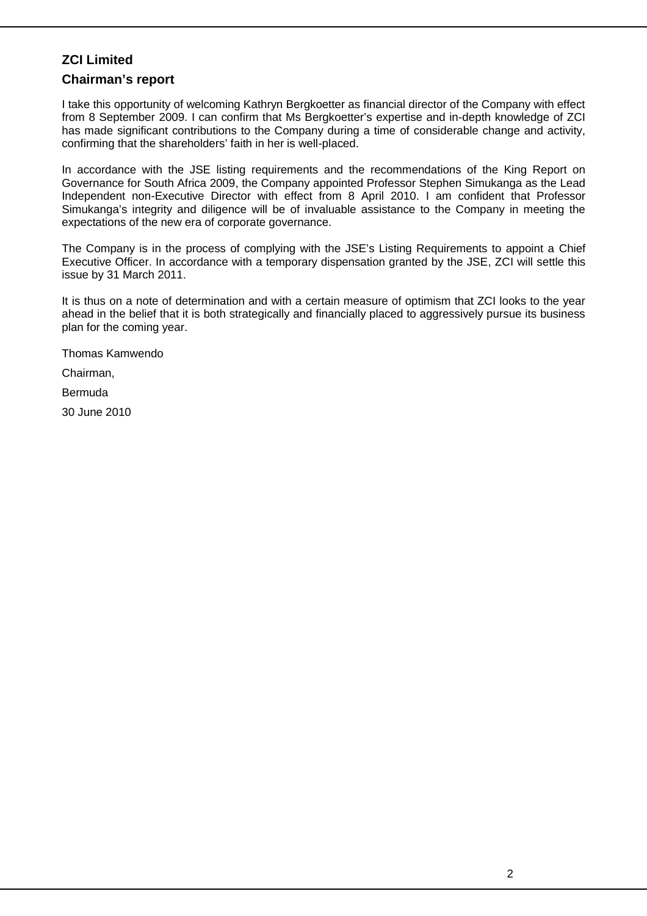## ZCI Limited

## Chairman's report

I take this opportunity of welcoming Kathryn Bergkoetter as financial director of the Company with effect from 8 September 2009. I can confirm that Ms Bergkoetter's expertise and in-depth knowledge of ZCI has made significant contributions to the Company during a time of considerable change and activity, confirming that the shareholders' faith in her is well-placed.

In accordance with the JSE listing requirements and the recommendations of the King Report on Governance for South Africa 2009, the Company appointed Professor Stephen Simukanga as the Lead Independent non-Executive Director with effect from 8 April 2010. I am confident that Professor Simukanga's integrity and diligence will be of invaluable assistance to the Company in meeting the expectations of the new era of corporate governance.

The Company is in the process of complying with the JSE's Listing Requirements to appoint a Chief Executive Officer. In accordance with a temporary dispensation granted by the JSE, ZCI will settle this issue by 31 March 2011.

It is thus on a note of determination and with a certain measure of optimism that ZCI looks to the year ahead in the belief that it is both strategically and financially placed to aggressively pursue its business plan for the coming year.

Thomas Kamwendo

Chairman,

Bermuda

30 June 2010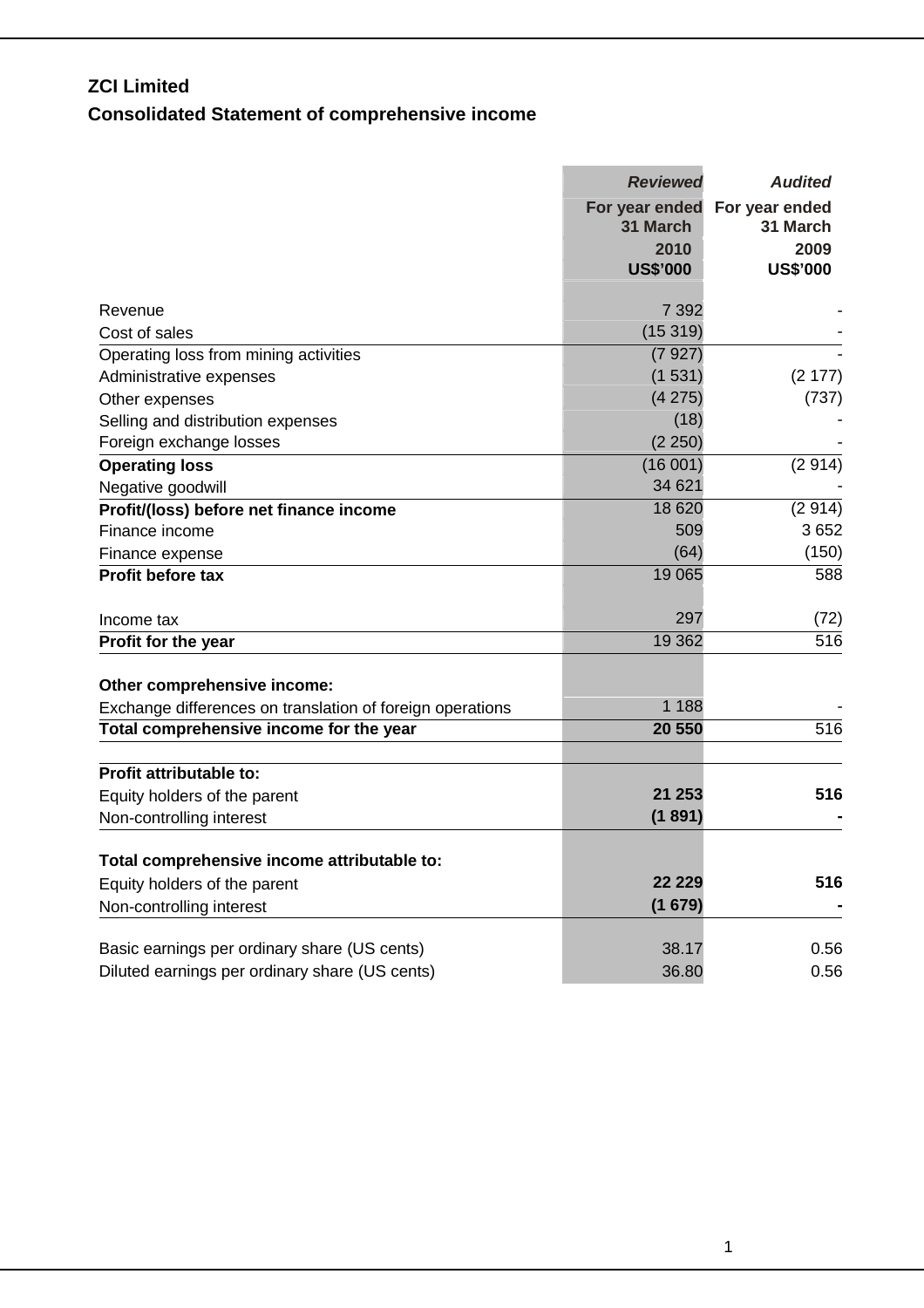## ZCI Limited

## Consolidated Statement of comprehensive income

| | *Reviewed* | *Audited* |
|---|---|---|
| | **For year ended 31 March** | **For year ended 31 March** |
| | **2010** | **2009** |
| | **US$'000** | **US$'000** |
| Revenue | 7 392 | - |
| Cost of sales | (15 319) | - |
| Operating loss from mining activities | (7 927) | - |
| Administrative expenses | (1 531) | (2 177) |
| Other expenses | (4 275) | (737) |
| Selling and distribution expenses | (18) | - |
| Foreign exchange losses | (2 250) | - |
| **Operating loss** | (16 001) | (2 914) |
| Negative goodwill | 34 621 | - |
| **Profit/(loss) before net finance income** | 18 620 | (2 914) |
| Finance income | 509 | 3 652 |
| Finance expense | (64) | (150) |
| **Profit before tax** | 19 065 | 588 |
| Income tax | 297 | (72) |
| **Profit for the year** | 19 362 | 516 |
| **Other comprehensive income:** | | |
| Exchange differences on translation of foreign operations | 1 188 | - |
| **Total comprehensive income for the year** | **20 550** | 516 |
| **Profit attributable to:** | | |
| Equity holders of the parent | **21 253** | **516** |
| Non-controlling interest | **(1 891)** | **-** |
| **Total comprehensive income attributable to:** | | |
| Equity holders of the parent | **22 229** | **516** |
| Non-controlling interest | **(1 679)** | **-** |
| Basic earnings per ordinary share (US cents) | 38.17 | 0.56 |
| Diluted earnings per ordinary share (US cents) | 36.80 | 0.56 |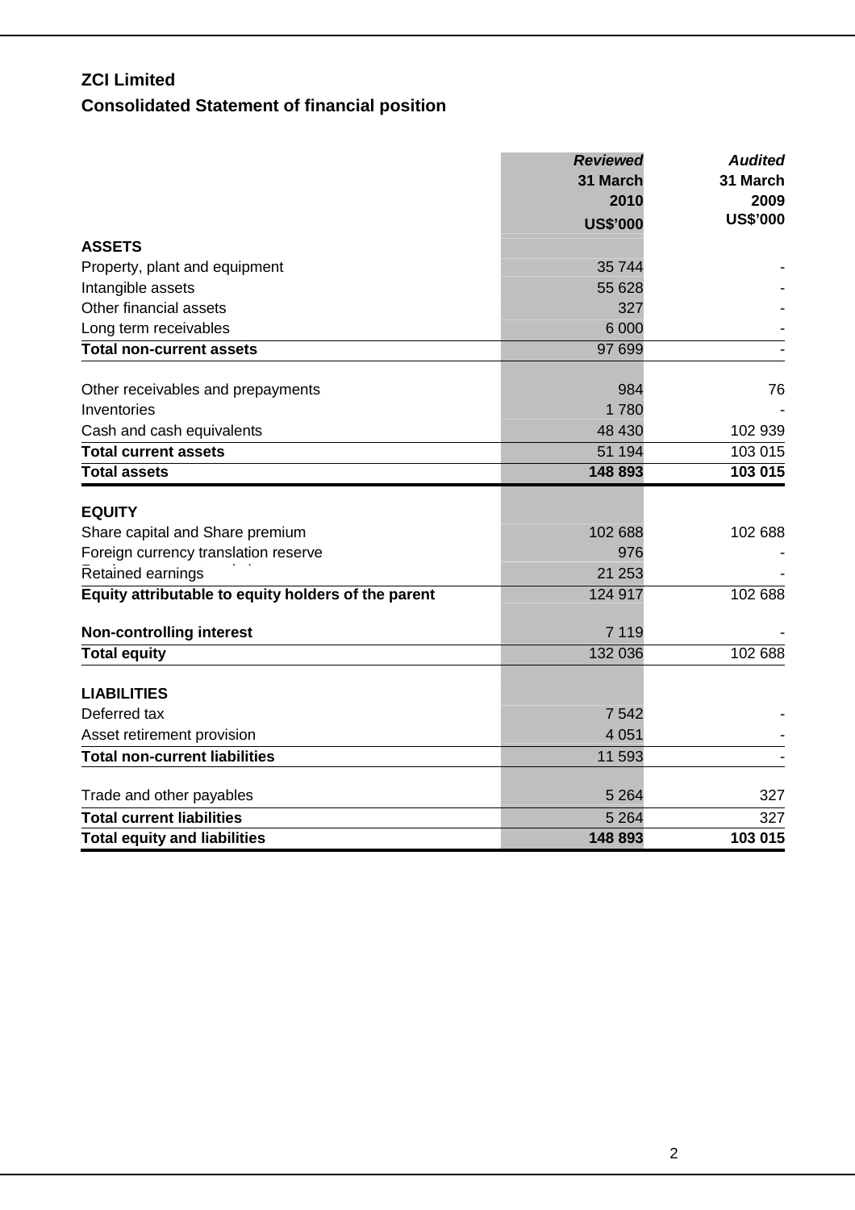# ZCI Limited

## Consolidated Statement of financial position

| | *Reviewed* 31 March 2010 US$'000 | *Audited* 31 March 2009 US$'000 |
|---|---|---|
| **ASSETS** | | |
| Property, plant and equipment | 35 744 | - |
| Intangible assets | 55 628 | - |
| Other financial assets | 327 | - |
| Long term receivables | 6 000 | - |
| **Total non-current assets** | 97 699 | - |
| | | |
| Other receivables and prepayments | 984 | 76 |
| Inventories | 1 780 | - |
| Cash and cash equivalents | 48 430 | 102 939 |
| **Total current assets** | 51 194 | 103 015 |
| **Total assets** | **148 893** | **103 015** |
| | | |
| **EQUITY** | | |
| Share capital and Share premium | 102 688 | 102 688 |
| Foreign currency translation reserve | 976 | - |
| Retained earnings | 21 253 | - |
| **Equity attributable to equity holders of the parent** | 124 917 | 102 688 |
| | | |
| **Non-controlling interest** | 7 119 | - |
| **Total equity** | 132 036 | 102 688 |
| | | |
| **LIABILITIES** | | |
| Deferred tax | 7 542 | - |
| Asset retirement provision | 4 051 | - |
| **Total non-current liabilities** | 11 593 | - |
| | | |
| Trade and other payables | 5 264 | 327 |
| **Total current liabilities** | 5 264 | 327 |
| **Total equity and liabilities** | **148 893** | **103 015** |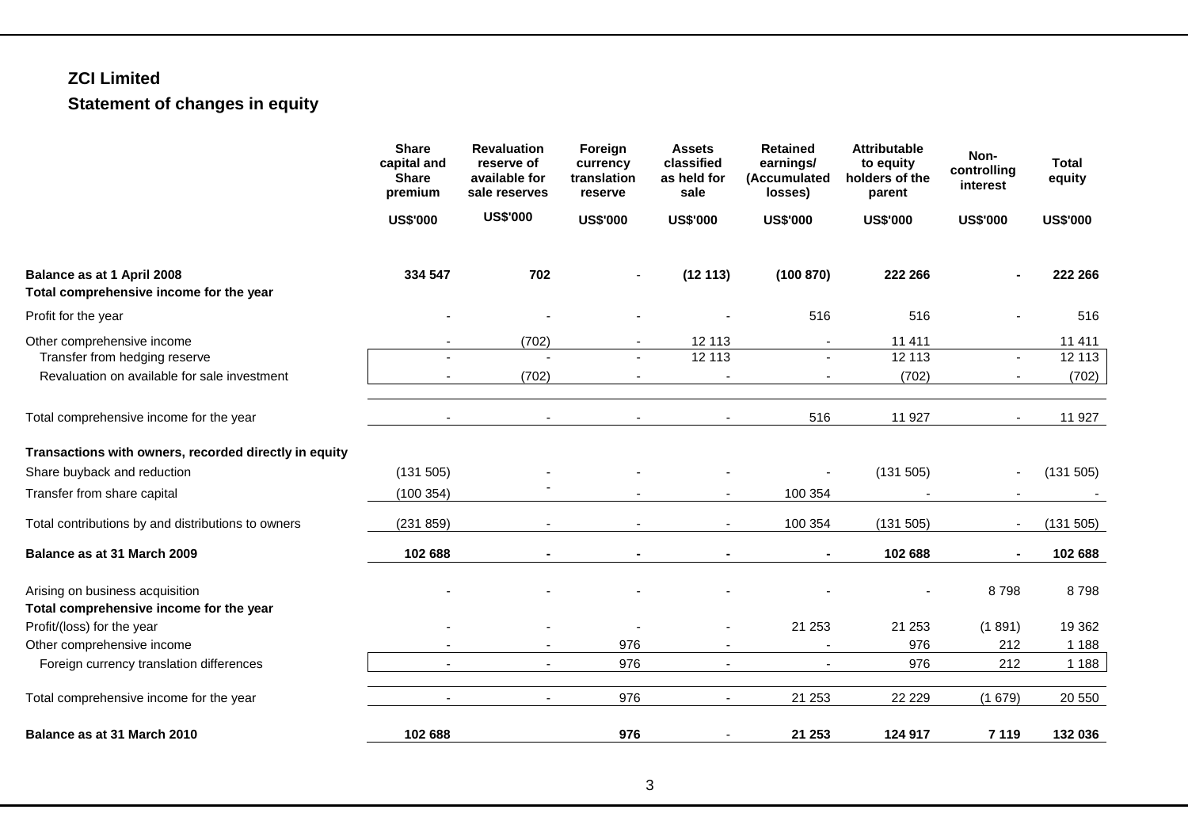# ZCI Limited

## Statement of changes in equity

| | Share capital and Share premium | Revaluation reserve of available for sale reserves | Foreign currency translation reserve | Assets classified as held for sale | Retained earnings/ (Accumulated losses) | Attributable to equity holders of the parent | Non-controlling interest | Total equity |
|---|---|---|---|---|---|---|---|---|
| | US$'000 | US$'000 | US$'000 | US$'000 | US$'000 | US$'000 | US$'000 | US$'000 |
| **Balance as at 1 April 2008** | **334 547** | **702** | - | **(12 113)** | **(100 870)** | **222 266** | **-** | **222 266** |
| **Total comprehensive income for the year** | | | | | | | | |
| Profit for the year | - | - | - | - | 516 | 516 | - | 516 |
| Other comprehensive income | - | (702) | - | 12 113 | - | 11 411 | | 11 411 |
| Transfer from hedging reserve | - | - | - | 12 113 | - | 12 113 | - | 12 113 |
| Revaluation on available for sale investment | - | (702) | - | - | - | (702) | - | (702) |
| Total comprehensive income for the year | - | - | - | - | 516 | 11 927 | - | 11 927 |
| **Transactions with owners, recorded directly in equity** | | | | | | | | |
| Share buyback and reduction | (131 505) | - | - | - | - | (131 505) | - | (131 505) |
| Transfer from share capital | (100 354) | - | - | - | 100 354 | - | - | - |
| Total contributions by and distributions to owners | (231 859) | - | - | - | 100 354 | (131 505) | - | (131 505) |
| **Balance as at 31 March 2009** | **102 688** | **-** | **-** | **-** | **-** | **102 688** | **-** | **102 688** |
| Arising on business acquisition | - | - | - | - | - | - | 8 798 | 8 798 |
| **Total comprehensive income for the year** | | | | | | | | |
| Profit/(loss) for the year | - | - | - | - | 21 253 | 21 253 | (1 891) | 19 362 |
| Other comprehensive income | - | - | 976 | - | - | 976 | 212 | 1 188 |
| Foreign currency translation differences | - | - | 976 | - | - | 976 | 212 | 1 188 |
| Total comprehensive income for the year | - | - | 976 | - | 21 253 | 22 229 | (1 679) | 20 550 |
| **Balance as at 31 March 2010** | **102 688** | | **976** | - | **21 253** | **124 917** | **7 119** | **132 036** |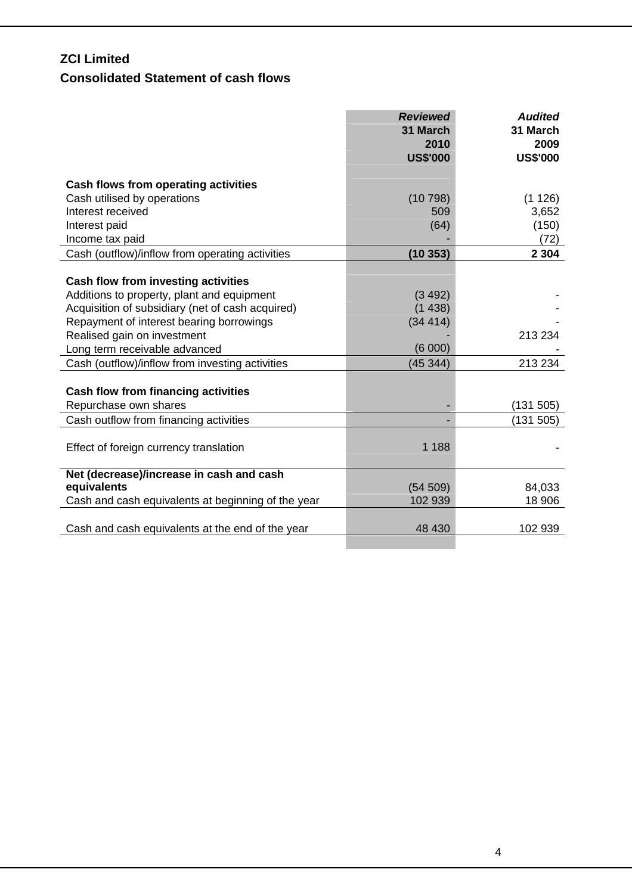# ZCI Limited

## Consolidated Statement of cash flows

| | *Reviewed* 31 March 2010 US$'000 | *Audited* 31 March 2009 US$'000 |
|---|---|---|
| **Cash flows from operating activities** | | |
| Cash utilised by operations | (10 798) | (1 126) |
| Interest received | 509 | 3,652 |
| Interest paid | (64) | (150) |
| Income tax paid | - | (72) |
| Cash (outflow)/inflow from operating activities | **(10 353)** | **2 304** |
| **Cash flow from investing activities** | | |
| Additions to property, plant and equipment | (3 492) | - |
| Acquisition of subsidiary (net of cash acquired) | (1 438) | - |
| Repayment of interest bearing borrowings | (34 414) | - |
| Realised gain on investment | - | 213 234 |
| Long term receivable advanced | (6 000) | - |
| Cash (outflow)/inflow from investing activities | (45 344) | 213 234 |
| **Cash flow from financing activities** | | |
| Repurchase own shares | - | (131 505) |
| Cash outflow from financing activities | - | (131 505) |
| Effect of foreign currency translation | 1 188 | - |
| **Net (decrease)/increase in cash and cash equivalents** | (54 509) | 84,033 |
| Cash and cash equivalents at beginning of the year | 102 939 | 18 906 |
| Cash and cash equivalents at the end of the year | 48 430 | 102 939 |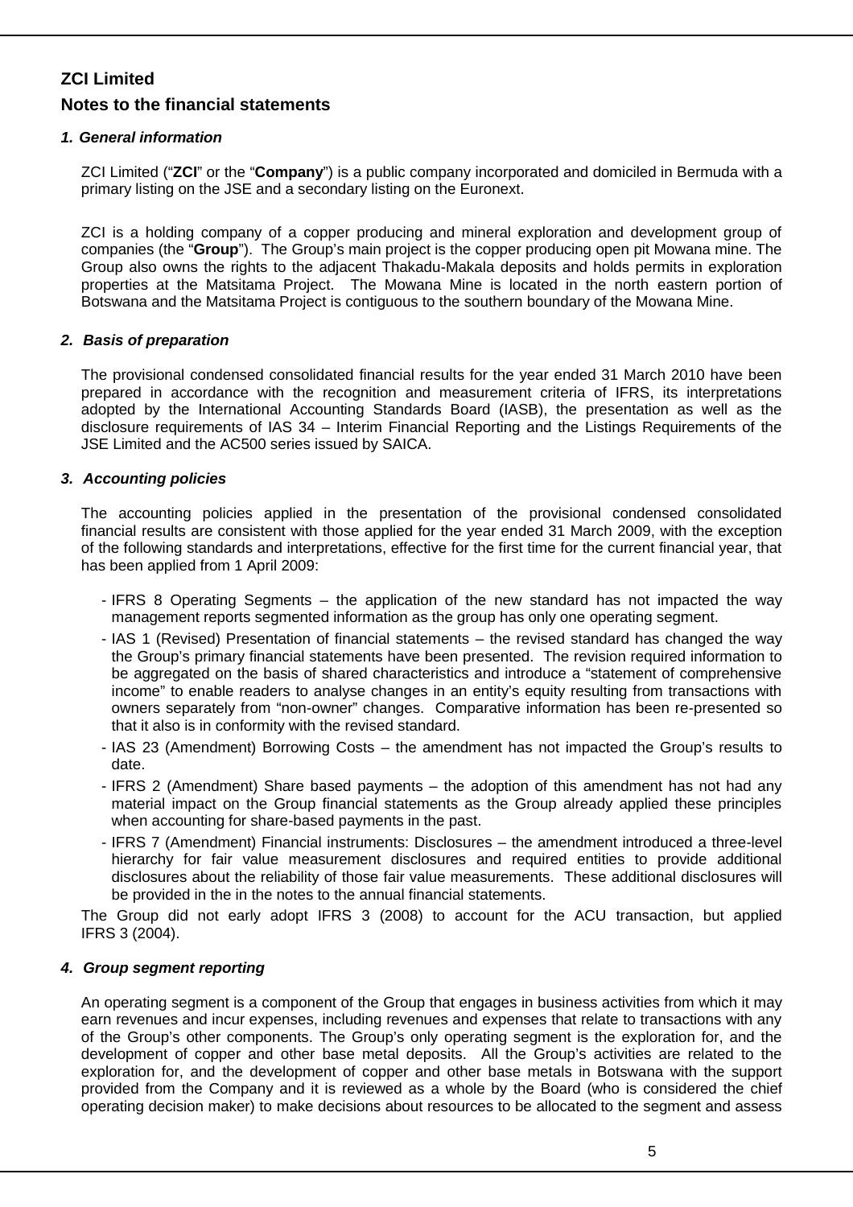## ZCI Limited

## Notes to the financial statements

### *1. General information*

ZCI Limited ("**ZCI**" or the "**Company**") is a public company incorporated and domiciled in Bermuda with a primary listing on the JSE and a secondary listing on the Euronext.

ZCI is a holding company of a copper producing and mineral exploration and development group of companies (the "**Group**"). The Group's main project is the copper producing open pit Mowana mine. The Group also owns the rights to the adjacent Thakadu-Makala deposits and holds permits in exploration properties at the Matsitama Project. The Mowana Mine is located in the north eastern portion of Botswana and the Matsitama Project is contiguous to the southern boundary of the Mowana Mine.

### *2. Basis of preparation*

The provisional condensed consolidated financial results for the year ended 31 March 2010 have been prepared in accordance with the recognition and measurement criteria of IFRS, its interpretations adopted by the International Accounting Standards Board (IASB), the presentation as well as the disclosure requirements of IAS 34 – Interim Financial Reporting and the Listings Requirements of the JSE Limited and the AC500 series issued by SAICA.

### *3. Accounting policies*

The accounting policies applied in the presentation of the provisional condensed consolidated financial results are consistent with those applied for the year ended 31 March 2009, with the exception of the following standards and interpretations, effective for the first time for the current financial year, that has been applied from 1 April 2009:

- IFRS 8 Operating Segments – the application of the new standard has not impacted the way management reports segmented information as the group has only one operating segment.
- IAS 1 (Revised) Presentation of financial statements – the revised standard has changed the way the Group's primary financial statements have been presented. The revision required information to be aggregated on the basis of shared characteristics and introduce a "statement of comprehensive income" to enable readers to analyse changes in an entity's equity resulting from transactions with owners separately from "non-owner" changes. Comparative information has been re-presented so that it also is in conformity with the revised standard.
- IAS 23 (Amendment) Borrowing Costs – the amendment has not impacted the Group's results to date.
- IFRS 2 (Amendment) Share based payments – the adoption of this amendment has not had any material impact on the Group financial statements as the Group already applied these principles when accounting for share-based payments in the past.
- IFRS 7 (Amendment) Financial instruments: Disclosures – the amendment introduced a three-level hierarchy for fair value measurement disclosures and required entities to provide additional disclosures about the reliability of those fair value measurements. These additional disclosures will be provided in the in the notes to the annual financial statements.

The Group did not early adopt IFRS 3 (2008) to account for the ACU transaction, but applied IFRS 3 (2004).

### *4. Group segment reporting*

An operating segment is a component of the Group that engages in business activities from which it may earn revenues and incur expenses, including revenues and expenses that relate to transactions with any of the Group's other components. The Group's only operating segment is the exploration for, and the development of copper and other base metal deposits. All the Group's activities are related to the exploration for, and the development of copper and other base metals in Botswana with the support provided from the Company and it is reviewed as a whole by the Board (who is considered the chief operating decision maker) to make decisions about resources to be allocated to the segment and assess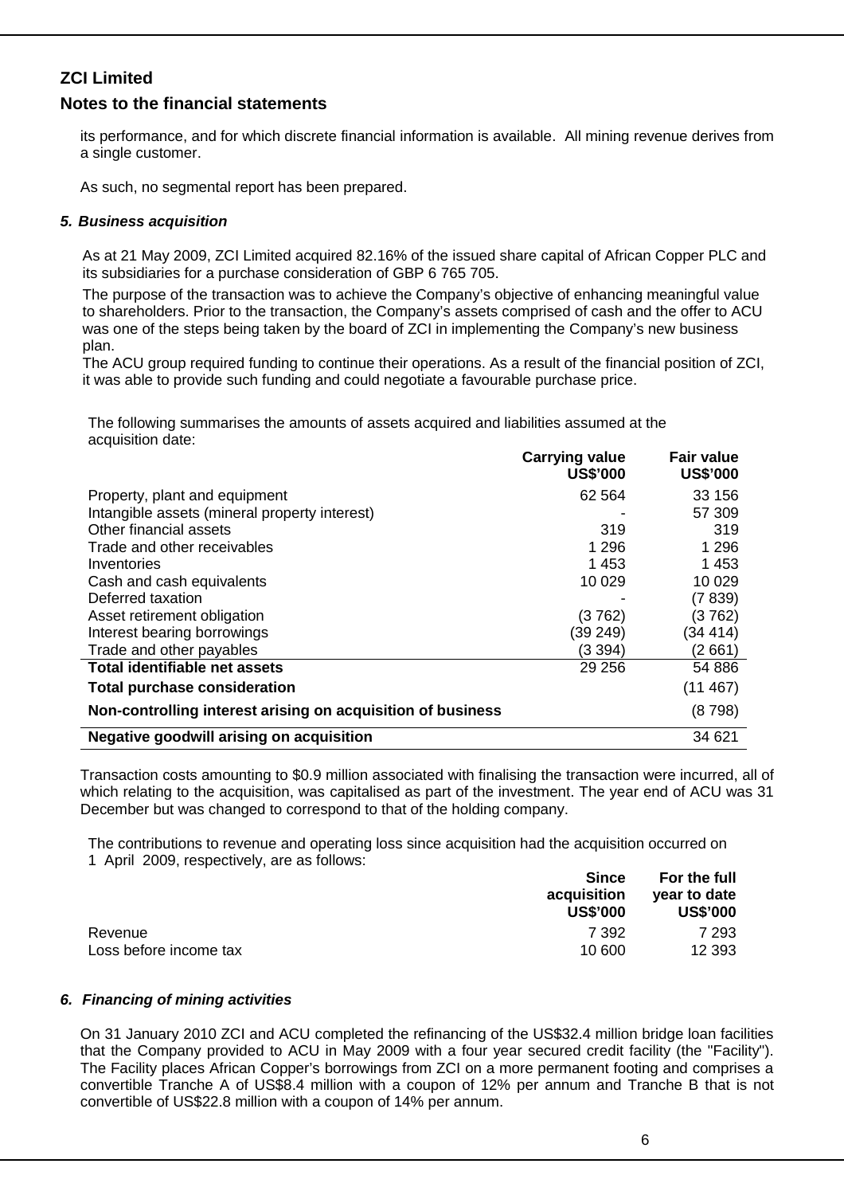## ZCI Limited

## Notes to the financial statements

its performance, and for which discrete financial information is available. All mining revenue derives from a single customer.

As such, no segmental report has been prepared.

### *5. Business acquisition*

As at 21 May 2009, ZCI Limited acquired 82.16% of the issued share capital of African Copper PLC and its subsidiaries for a purchase consideration of GBP 6 765 705.

The purpose of the transaction was to achieve the Company's objective of enhancing meaningful value to shareholders. Prior to the transaction, the Company's assets comprised of cash and the offer to ACU was one of the steps being taken by the board of ZCI in implementing the Company's new business plan.

The ACU group required funding to continue their operations. As a result of the financial position of ZCI, it was able to provide such funding and could negotiate a favourable purchase price.

The following summarises the amounts of assets acquired and liabilities assumed at the acquisition date:

| | Carrying value US$'000 | Fair value US$'000 |
|---|---|---|
| Property, plant and equipment | 62 564 | 33 156 |
| Intangible assets (mineral property interest) | - | 57 309 |
| Other financial assets | 319 | 319 |
| Trade and other receivables | 1 296 | 1 296 |
| Inventories | 1 453 | 1 453 |
| Cash and cash equivalents | 10 029 | 10 029 |
| Deferred taxation | - | (7 839) |
| Asset retirement obligation | (3 762) | (3 762) |
| Interest bearing borrowings | (39 249) | (34 414) |
| Trade and other payables | (3 394) | (2 661) |
| **Total identifiable net assets** | 29 256 | 54 886 |
| **Total purchase consideration** | | (11 467) |
| **Non-controlling interest arising on acquisition of business** | | (8 798) |
| **Negative goodwill arising on acquisition** | | 34 621 |

Transaction costs amounting to $0.9 million associated with finalising the transaction were incurred, all of which relating to the acquisition, was capitalised as part of the investment. The year end of ACU was 31 December but was changed to correspond to that of the holding company.

The contributions to revenue and operating loss since acquisition had the acquisition occurred on 1 April 2009, respectively, are as follows:

| | Since acquisition US$'000 | For the full year to date US$'000 |
|---|---|---|
| Revenue | 7 392 | 7 293 |
| Loss before income tax | 10 600 | 12 393 |

### *6. Financing of mining activities*

On 31 January 2010 ZCI and ACU completed the refinancing of the US$32.4 million bridge loan facilities that the Company provided to ACU in May 2009 with a four year secured credit facility (the "Facility"). The Facility places African Copper's borrowings from ZCI on a more permanent footing and comprises a convertible Tranche A of US$8.4 million with a coupon of 12% per annum and Tranche B that is not convertible of US$22.8 million with a coupon of 14% per annum.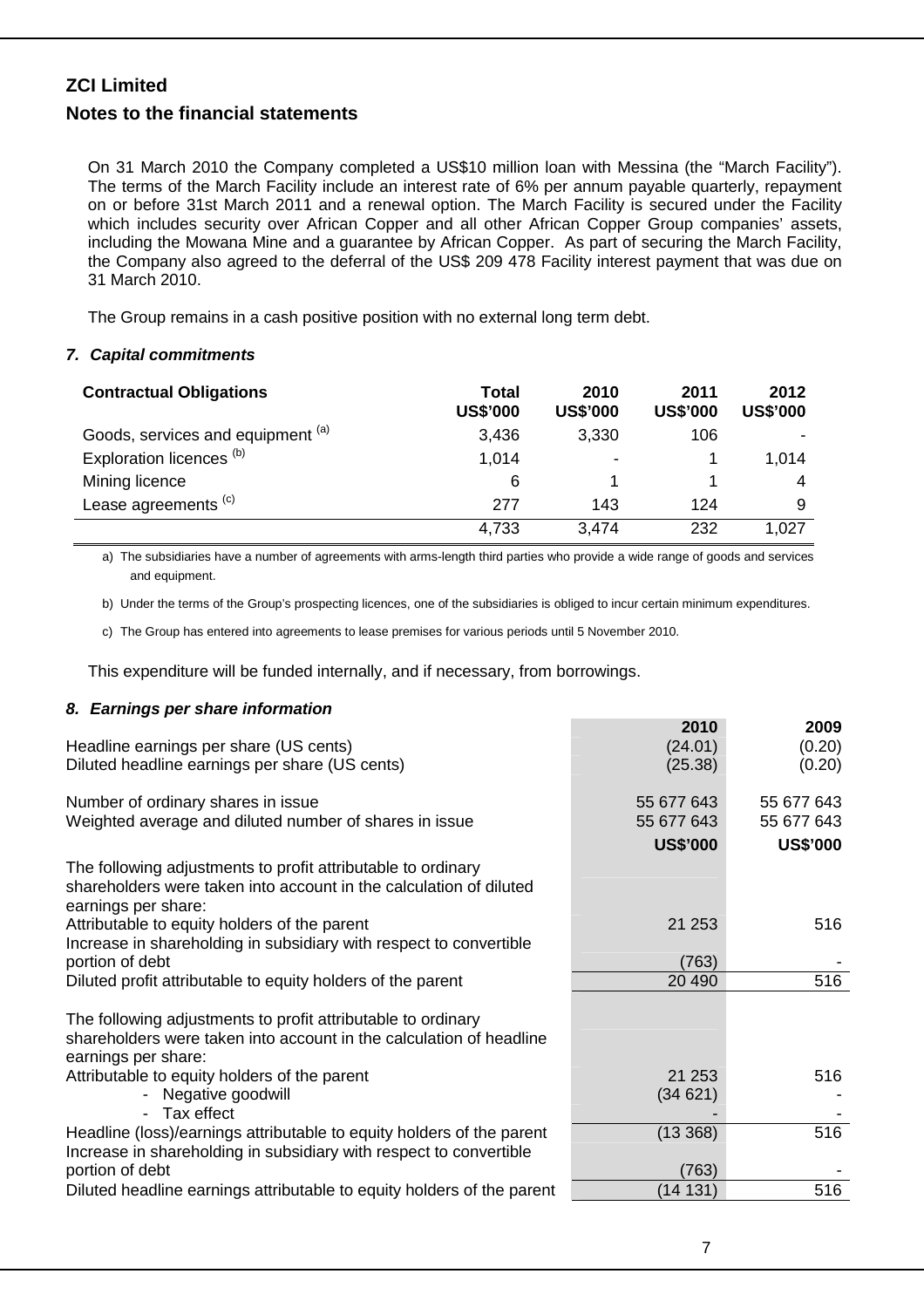# ZCI Limited

## Notes to the financial statements

On 31 March 2010 the Company completed a US$10 million loan with Messina (the "March Facility"). The terms of the March Facility include an interest rate of 6% per annum payable quarterly, repayment on or before 31st March 2011 and a renewal option. The March Facility is secured under the Facility which includes security over African Copper and all other African Copper Group companies' assets, including the Mowana Mine and a guarantee by African Copper. As part of securing the March Facility, the Company also agreed to the deferral of the US$ 209 478 Facility interest payment that was due on 31 March 2010.

The Group remains in a cash positive position with no external long term debt.

### *7. Capital commitments*

| Contractual Obligations | Total US$'000 | 2010 US$'000 | 2011 US$'000 | 2012 US$'000 |
|---|---|---|---|---|
| Goods, services and equipment [(a)] | 3,436 | 3,330 | 106 | - |
| Exploration licences [(b)] | 1,014 | - | 1 | 1,014 |
| Mining licence | 6 | 1 | 1 | 4 |
| Lease agreements [(c)] | 277 | 143 | 124 | 9 |
| | 4,733 | 3,474 | 232 | 1,027 |

a) The subsidiaries have a number of agreements with arms-length third parties who provide a wide range of goods and services and equipment.

b) Under the terms of the Group's prospecting licences, one of the subsidiaries is obliged to incur certain minimum expenditures.

c) The Group has entered into agreements to lease premises for various periods until 5 November 2010.

This expenditure will be funded internally, and if necessary, from borrowings.

### *8. Earnings per share information*

| | 2010 | 2009 |
|---|---|---|
| Headline earnings per share (US cents) | (24.01) | (0.20) |
| Diluted headline earnings per share (US cents) | (25.38) | (0.20) |
| | | |
| Number of ordinary shares in issue | 55 677 643 | 55 677 643 |
| Weighted average and diluted number of shares in issue | 55 677 643 | 55 677 643 |
| | **US$'000** | **US$'000** |
| The following adjustments to profit attributable to ordinary shareholders were taken into account in the calculation of diluted earnings per share: | | |
| Attributable to equity holders of the parent | 21 253 | 516 |
| Increase in shareholding in subsidiary with respect to convertible portion of debt | (763) | - |
| Diluted profit attributable to equity holders of the parent | 20 490 | 516 |
| | | |
| The following adjustments to profit attributable to ordinary shareholders were taken into account in the calculation of headline earnings per share: | | |
| Attributable to equity holders of the parent | 21 253 | 516 |
| - Negative goodwill | (34 621) | - |
| - Tax effect | - | - |
| Headline (loss)/earnings attributable to equity holders of the parent | (13 368) | 516 |
| Increase in shareholding in subsidiary with respect to convertible portion of debt | (763) | - |
| Diluted headline earnings attributable to equity holders of the parent | (14 131) | 516 |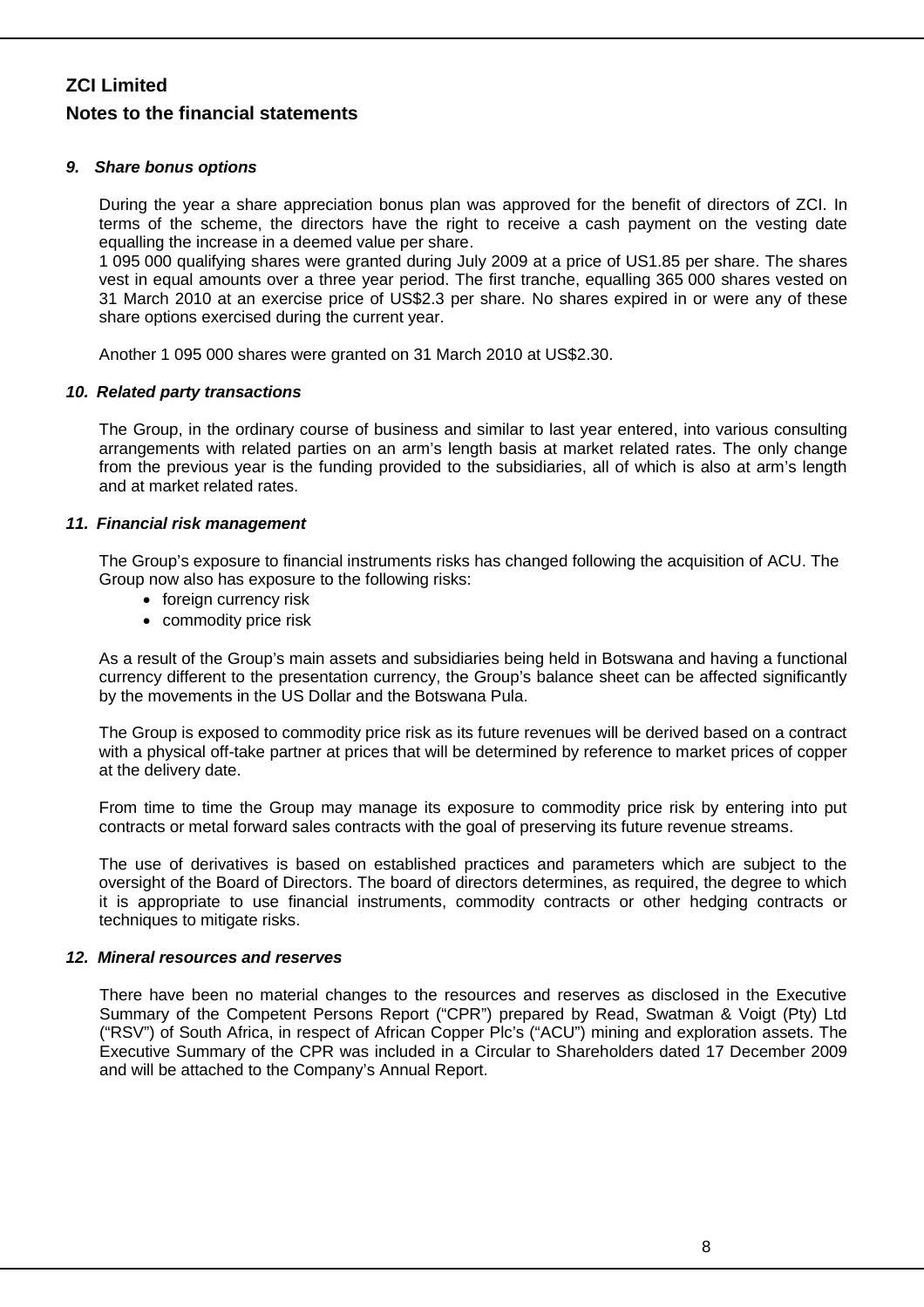# ZCI Limited

## Notes to the financial statements

### *9. Share bonus options*

During the year a share appreciation bonus plan was approved for the benefit of directors of ZCI. In terms of the scheme, the directors have the right to receive a cash payment on the vesting date equalling the increase in a deemed value per share.

1 095 000 qualifying shares were granted during July 2009 at a price of US1.85 per share. The shares vest in equal amounts over a three year period. The first tranche, equalling 365 000 shares vested on 31 March 2010 at an exercise price of US$2.3 per share. No shares expired in or were any of these share options exercised during the current year.

Another 1 095 000 shares were granted on 31 March 2010 at US$2.30.

### *10. Related party transactions*

The Group, in the ordinary course of business and similar to last year entered, into various consulting arrangements with related parties on an arm's length basis at market related rates. The only change from the previous year is the funding provided to the subsidiaries, all of which is also at arm's length and at market related rates.

### *11. Financial risk management*

The Group's exposure to financial instruments risks has changed following the acquisition of ACU. The Group now also has exposure to the following risks:

- foreign currency risk
- commodity price risk

As a result of the Group's main assets and subsidiaries being held in Botswana and having a functional currency different to the presentation currency, the Group's balance sheet can be affected significantly by the movements in the US Dollar and the Botswana Pula.

The Group is exposed to commodity price risk as its future revenues will be derived based on a contract with a physical off-take partner at prices that will be determined by reference to market prices of copper at the delivery date.

From time to time the Group may manage its exposure to commodity price risk by entering into put contracts or metal forward sales contracts with the goal of preserving its future revenue streams.

The use of derivatives is based on established practices and parameters which are subject to the oversight of the Board of Directors. The board of directors determines, as required, the degree to which it is appropriate to use financial instruments, commodity contracts or other hedging contracts or techniques to mitigate risks.

### *12. Mineral resources and reserves*

There have been no material changes to the resources and reserves as disclosed in the Executive Summary of the Competent Persons Report ("CPR") prepared by Read, Swatman & Voigt (Pty) Ltd ("RSV") of South Africa, in respect of African Copper Plc's ("ACU") mining and exploration assets. The Executive Summary of the CPR was included in a Circular to Shareholders dated 17 December 2009 and will be attached to the Company's Annual Report.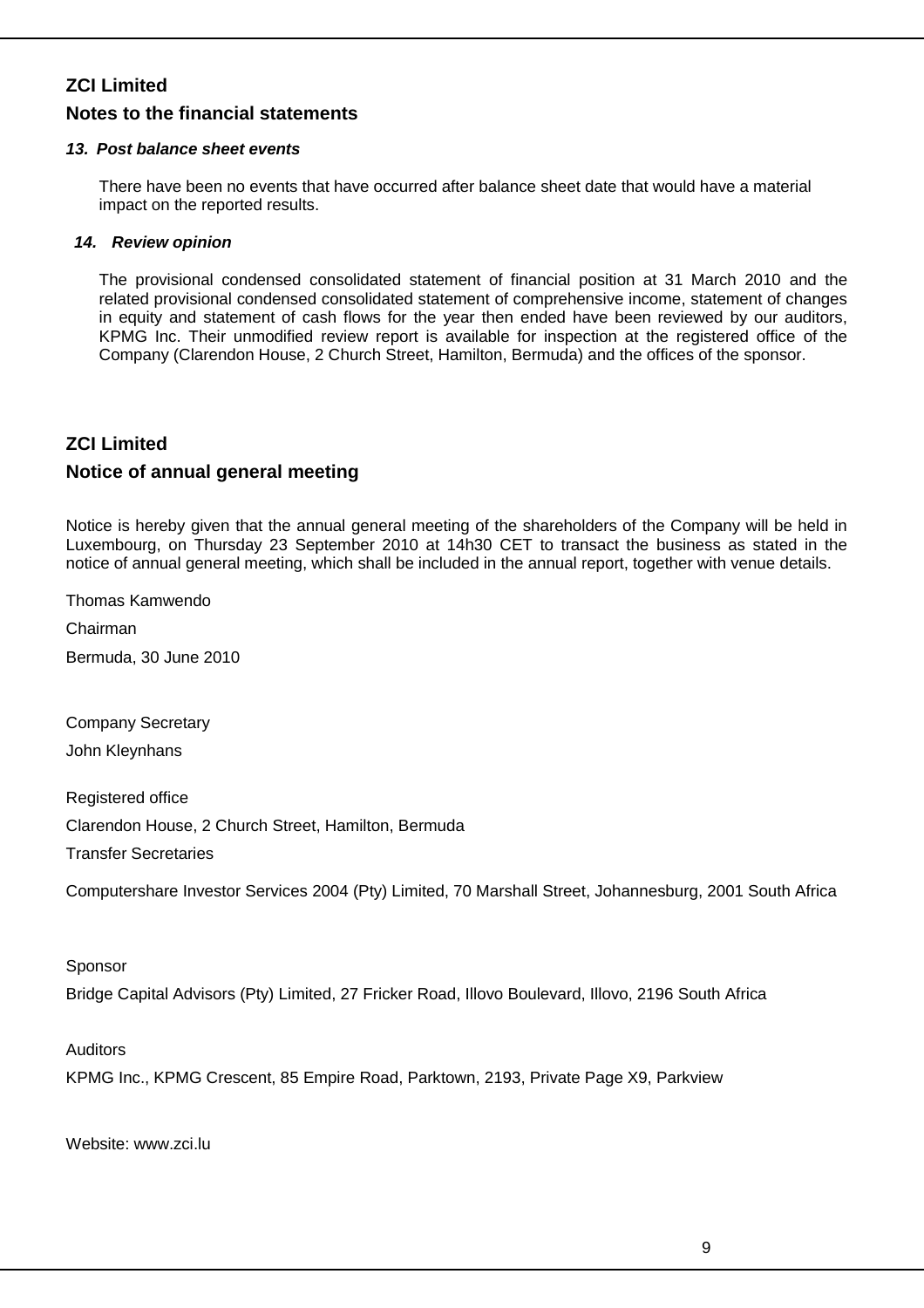## ZCI Limited

## Notes to the financial statements

### *13. Post balance sheet events*

There have been no events that have occurred after balance sheet date that would have a material impact on the reported results.

### *14. Review opinion*

The provisional condensed consolidated statement of financial position at 31 March 2010 and the related provisional condensed consolidated statement of comprehensive income, statement of changes in equity and statement of cash flows for the year then ended have been reviewed by our auditors, KPMG Inc. Their unmodified review report is available for inspection at the registered office of the Company (Clarendon House, 2 Church Street, Hamilton, Bermuda) and the offices of the sponsor.

## ZCI Limited

## Notice of annual general meeting

Notice is hereby given that the annual general meeting of the shareholders of the Company will be held in Luxembourg, on Thursday 23 September 2010 at 14h30 CET to transact the business as stated in the notice of annual general meeting, which shall be included in the annual report, together with venue details.

Thomas Kamwendo

Chairman

Bermuda, 30 June 2010

Company Secretary

John Kleynhans

Registered office

Clarendon House, 2 Church Street, Hamilton, Bermuda

Transfer Secretaries

Computershare Investor Services 2004 (Pty) Limited, 70 Marshall Street, Johannesburg, 2001 South Africa

Sponsor

Bridge Capital Advisors (Pty) Limited, 27 Fricker Road, Illovo Boulevard, Illovo, 2196 South Africa

Auditors

KPMG Inc., KPMG Crescent, 85 Empire Road, Parktown, 2193, Private Page X9, Parkview

Website: www.zci.lu